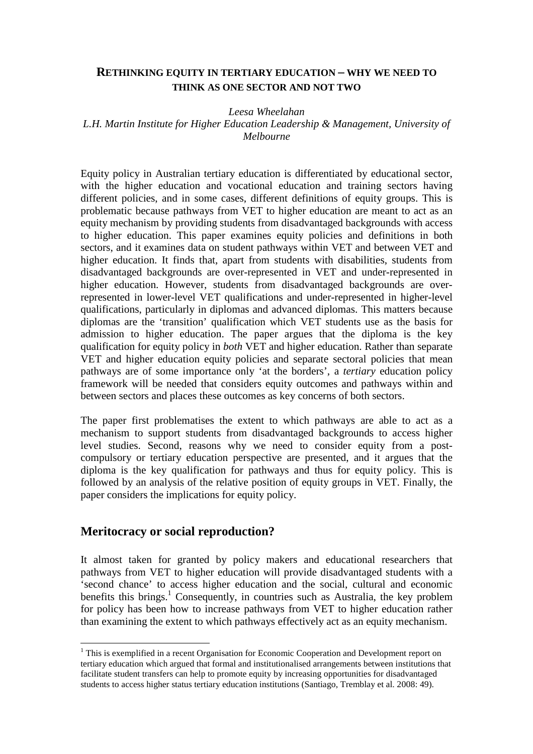# RETHINKING EQUITY IN TERTIARY EDUCATION – WHY WE NEED TO THINK AS ONE SECTOR AND NOT TWO

*Leesa Wheelahan*
*L.H. Martin Institute for Higher Education Leadership & Management, University of Melbourne*

Equity policy in Australian tertiary education is differentiated by educational sector, with the higher education and vocational education and training sectors having different policies, and in some cases, different definitions of equity groups. This is problematic because pathways from VET to higher education are meant to act as an equity mechanism by providing students from disadvantaged backgrounds with access to higher education. This paper examines equity policies and definitions in both sectors, and it examines data on student pathways within VET and between VET and higher education. It finds that, apart from students with disabilities, students from disadvantaged backgrounds are over-represented in VET and under-represented in higher education. However, students from disadvantaged backgrounds are over-represented in lower-level VET qualifications and under-represented in higher-level qualifications, particularly in diplomas and advanced diplomas. This matters because diplomas are the 'transition' qualification which VET students use as the basis for admission to higher education. The paper argues that the diploma is the key qualification for equity policy in *both* VET and higher education. Rather than separate VET and higher education equity policies and separate sectoral policies that mean pathways are of some importance only 'at the borders', a *tertiary* education policy framework will be needed that considers equity outcomes and pathways within and between sectors and places these outcomes as key concerns of both sectors.

The paper first problematises the extent to which pathways are able to act as a mechanism to support students from disadvantaged backgrounds to access higher level studies. Second, reasons why we need to consider equity from a post-compulsory or tertiary education perspective are presented, and it argues that the diploma is the key qualification for pathways and thus for equity policy. This is followed by an analysis of the relative position of equity groups in VET. Finally, the paper considers the implications for equity policy.

## Meritocracy or social reproduction?

It almost taken for granted by policy makers and educational researchers that pathways from VET to higher education will provide disadvantaged students with a 'second chance' to access higher education and the social, cultural and economic benefits this brings.[1] Consequently, in countries such as Australia, the key problem for policy has been how to increase pathways from VET to higher education rather than examining the extent to which pathways effectively act as an equity mechanism.

[1] This is exemplified in a recent Organisation for Economic Cooperation and Development report on tertiary education which argued that formal and institutionalised arrangements between institutions that facilitate student transfers can help to promote equity by increasing opportunities for disadvantaged students to access higher status tertiary education institutions (Santiago, Tremblay et al. 2008: 49).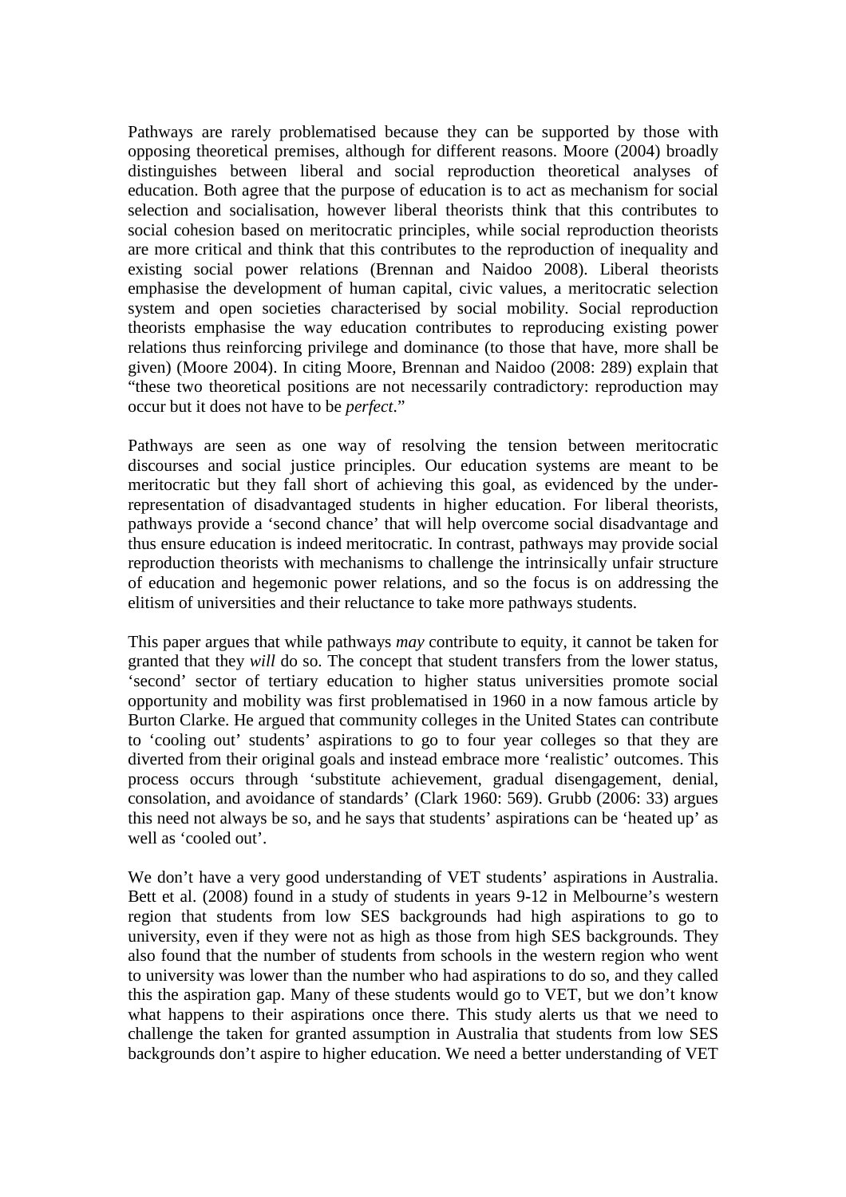Pathways are rarely problematised because they can be supported by those with opposing theoretical premises, although for different reasons. Moore (2004) broadly distinguishes between liberal and social reproduction theoretical analyses of education. Both agree that the purpose of education is to act as mechanism for social selection and socialisation, however liberal theorists think that this contributes to social cohesion based on meritocratic principles, while social reproduction theorists are more critical and think that this contributes to the reproduction of inequality and existing social power relations (Brennan and Naidoo 2008). Liberal theorists emphasise the development of human capital, civic values, a meritocratic selection system and open societies characterised by social mobility. Social reproduction theorists emphasise the way education contributes to reproducing existing power relations thus reinforcing privilege and dominance (to those that have, more shall be given) (Moore 2004). In citing Moore, Brennan and Naidoo (2008: 289) explain that "these two theoretical positions are not necessarily contradictory: reproduction may occur but it does not have to be *perfect*."

Pathways are seen as one way of resolving the tension between meritocratic discourses and social justice principles. Our education systems are meant to be meritocratic but they fall short of achieving this goal, as evidenced by the under-representation of disadvantaged students in higher education. For liberal theorists, pathways provide a 'second chance' that will help overcome social disadvantage and thus ensure education is indeed meritocratic. In contrast, pathways may provide social reproduction theorists with mechanisms to challenge the intrinsically unfair structure of education and hegemonic power relations, and so the focus is on addressing the elitism of universities and their reluctance to take more pathways students.

This paper argues that while pathways *may* contribute to equity, it cannot be taken for granted that they *will* do so. The concept that student transfers from the lower status, 'second' sector of tertiary education to higher status universities promote social opportunity and mobility was first problematised in 1960 in a now famous article by Burton Clarke. He argued that community colleges in the United States can contribute to 'cooling out' students' aspirations to go to four year colleges so that they are diverted from their original goals and instead embrace more 'realistic' outcomes. This process occurs through 'substitute achievement, gradual disengagement, denial, consolation, and avoidance of standards' (Clark 1960: 569). Grubb (2006: 33) argues this need not always be so, and he says that students' aspirations can be 'heated up' as well as 'cooled out'.

We don't have a very good understanding of VET students' aspirations in Australia. Bett et al. (2008) found in a study of students in years 9-12 in Melbourne's western region that students from low SES backgrounds had high aspirations to go to university, even if they were not as high as those from high SES backgrounds. They also found that the number of students from schools in the western region who went to university was lower than the number who had aspirations to do so, and they called this the aspiration gap. Many of these students would go to VET, but we don't know what happens to their aspirations once there. This study alerts us that we need to challenge the taken for granted assumption in Australia that students from low SES backgrounds don't aspire to higher education. We need a better understanding of VET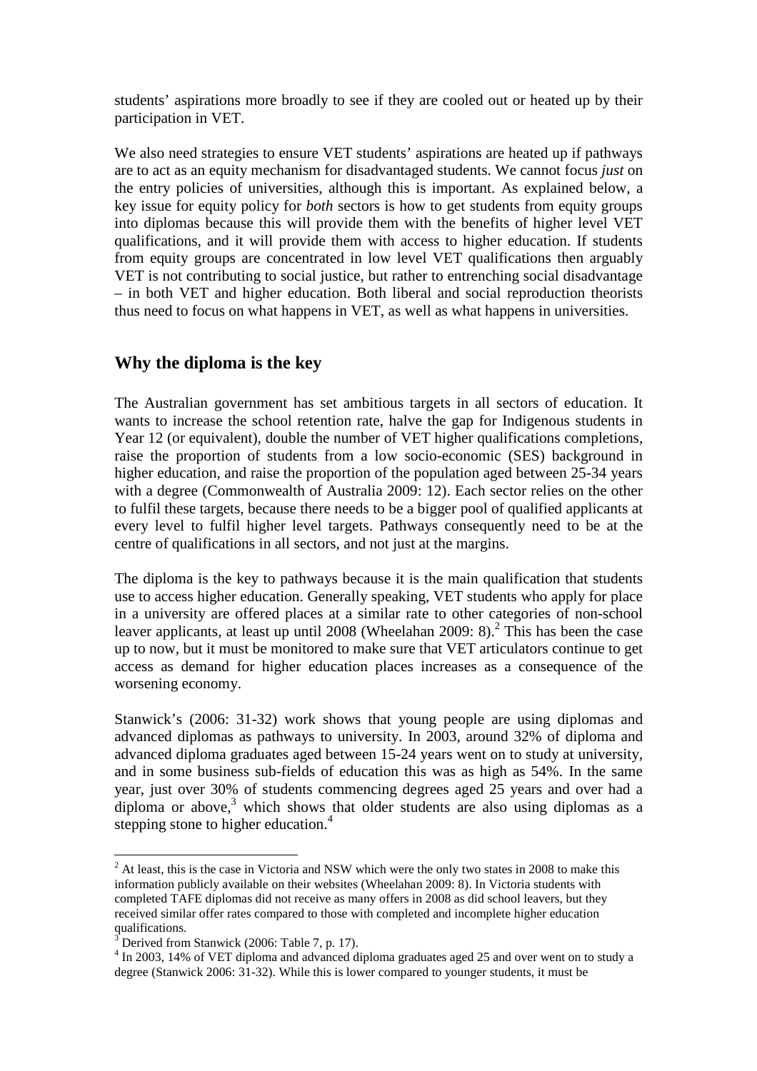students' aspirations more broadly to see if they are cooled out or heated up by their participation in VET.

We also need strategies to ensure VET students' aspirations are heated up if pathways are to act as an equity mechanism for disadvantaged students. We cannot focus *just* on the entry policies of universities, although this is important. As explained below, a key issue for equity policy for *both* sectors is how to get students from equity groups into diplomas because this will provide them with the benefits of higher level VET qualifications, and it will provide them with access to higher education. If students from equity groups are concentrated in low level VET qualifications then arguably VET is not contributing to social justice, but rather to entrenching social disadvantage – in both VET and higher education. Both liberal and social reproduction theorists thus need to focus on what happens in VET, as well as what happens in universities.

## Why the diploma is the key

The Australian government has set ambitious targets in all sectors of education. It wants to increase the school retention rate, halve the gap for Indigenous students in Year 12 (or equivalent), double the number of VET higher qualifications completions, raise the proportion of students from a low socio-economic (SES) background in higher education, and raise the proportion of the population aged between 25-34 years with a degree (Commonwealth of Australia 2009: 12). Each sector relies on the other to fulfil these targets, because there needs to be a bigger pool of qualified applicants at every level to fulfil higher level targets. Pathways consequently need to be at the centre of qualifications in all sectors, and not just at the margins.

The diploma is the key to pathways because it is the main qualification that students use to access higher education. Generally speaking, VET students who apply for place in a university are offered places at a similar rate to other categories of non-school leaver applicants, at least up until 2008 (Wheelahan 2009: 8).[2] This has been the case up to now, but it must be monitored to make sure that VET articulators continue to get access as demand for higher education places increases as a consequence of the worsening economy.

Stanwick's (2006: 31-32) work shows that young people are using diplomas and advanced diplomas as pathways to university. In 2003, around 32% of diploma and advanced diploma graduates aged between 15-24 years went on to study at university, and in some business sub-fields of education this was as high as 54%. In the same year, just over 30% of students commencing degrees aged 25 years and over had a diploma or above,[3] which shows that older students are also using diplomas as a stepping stone to higher education.[4]

---

[2] At least, this is the case in Victoria and NSW which were the only two states in 2008 to make this information publicly available on their websites (Wheelahan 2009: 8). In Victoria students with completed TAFE diplomas did not receive as many offers in 2008 as did school leavers, but they received similar offer rates compared to those with completed and incomplete higher education qualifications.

[3] Derived from Stanwick (2006: Table 7, p. 17).

[4] In 2003, 14% of VET diploma and advanced diploma graduates aged 25 and over went on to study a degree (Stanwick 2006: 31-32). While this is lower compared to younger students, it must be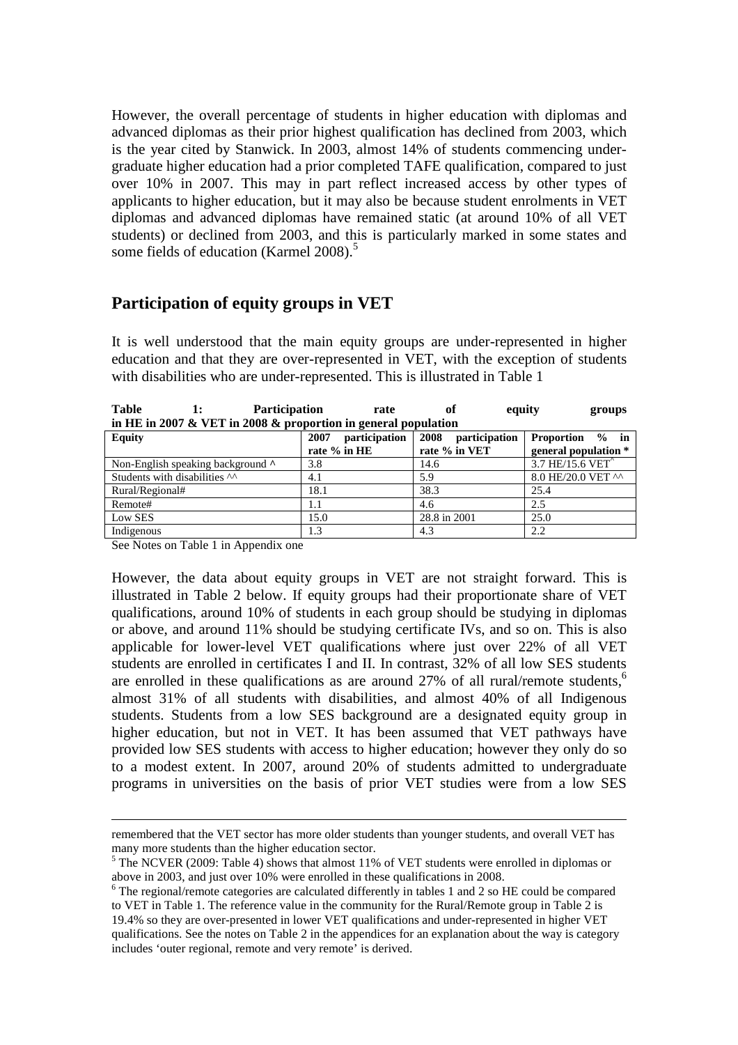However, the overall percentage of students in higher education with diplomas and advanced diplomas as their prior highest qualification has declined from 2003, which is the year cited by Stanwick. In 2003, almost 14% of students commencing under-graduate higher education had a prior completed TAFE qualification, compared to just over 10% in 2007. This may in part reflect increased access by other types of applicants to higher education, but it may also be because student enrolments in VET diplomas and advanced diplomas have remained static (at around 10% of all VET students) or declined from 2003, and this is particularly marked in some states and some fields of education (Karmel 2008).[5]

## Participation of equity groups in VET

It is well understood that the main equity groups are under-represented in higher education and that they are over-represented in VET, with the exception of students with disabilities who are under-represented. This is illustrated in Table 1

**Table 1: Participation rate of equity groups in HE in 2007 & VET in 2008 & proportion in general population**

| Equity | 2007 participation rate % in HE | 2008 participation rate % in VET | Proportion % in general population * |
|---|---|---|---|
| Non-English speaking background ^ | 3.8 | 14.6 | 3.7 HE/15.6 VET^ |
| Students with disabilities ^^ | 4.1 | 5.9 | 8.0 HE/20.0 VET ^^ |
| Rural/Regional# | 18.1 | 38.3 | 25.4 |
| Remote# | 1.1 | 4.6 | 2.5 |
| Low SES | 15.0 | 28.8 in 2001 | 25.0 |
| Indigenous | 1.3 | 4.3 | 2.2 |

See Notes on Table 1 in Appendix one

However, the data about equity groups in VET are not straight forward. This is illustrated in Table 2 below. If equity groups had their proportionate share of VET qualifications, around 10% of students in each group should be studying in diplomas or above, and around 11% should be studying certificate IVs, and so on. This is also applicable for lower-level VET qualifications where just over 22% of all VET students are enrolled in certificates I and II. In contrast, 32% of all low SES students are enrolled in these qualifications as are around 27% of all rural/remote students,[6] almost 31% of all students with disabilities, and almost 40% of all Indigenous students. Students from a low SES background are a designated equity group in higher education, but not in VET. It has been assumed that VET pathways have provided low SES students with access to higher education; however they only do so to a modest extent. In 2007, around 20% of students admitted to undergraduate programs in universities on the basis of prior VET studies were from a low SES

---

remembered that the VET sector has more older students than younger students, and overall VET has many more students than the higher education sector.

[5] The NCVER (2009: Table 4) shows that almost 11% of VET students were enrolled in diplomas or above in 2003, and just over 10% were enrolled in these qualifications in 2008.

[6] The regional/remote categories are calculated differently in tables 1 and 2 so HE could be compared to VET in Table 1. The reference value in the community for the Rural/Remote group in Table 2 is 19.4% so they are over-presented in lower VET qualifications and under-represented in higher VET qualifications. See the notes on Table 2 in the appendices for an explanation about the way is category includes 'outer regional, remote and very remote' is derived.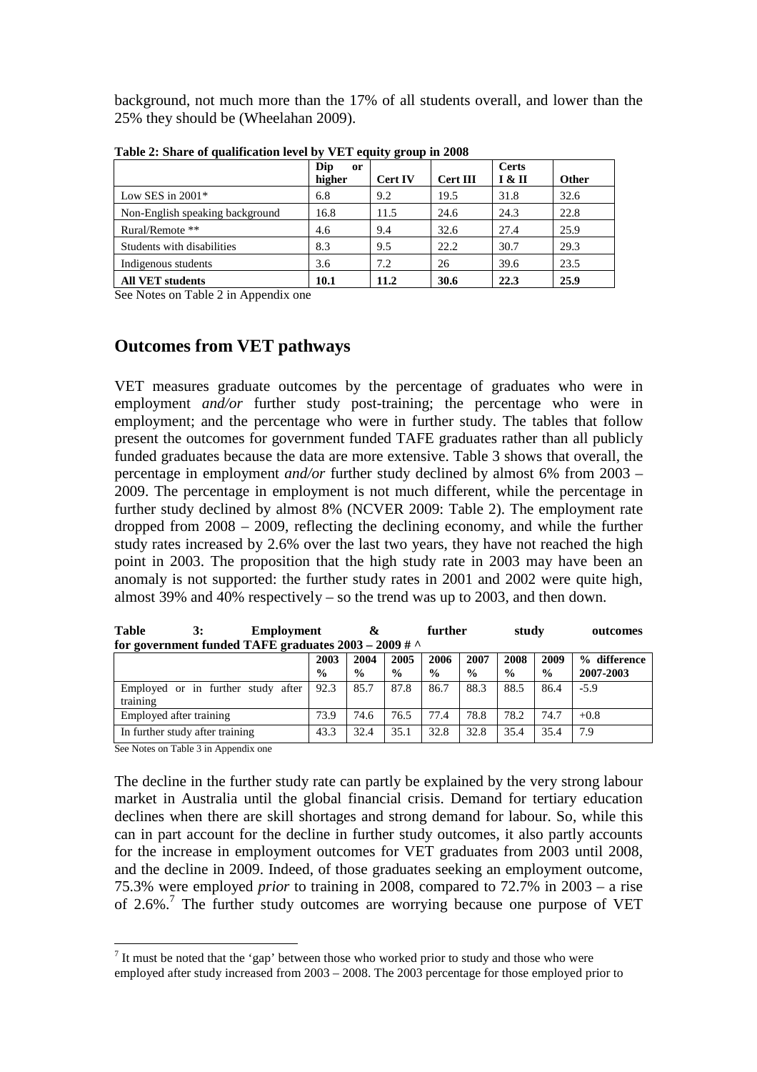background, not much more than the 17% of all students overall, and lower than the 25% they should be (Wheelahan 2009).

**Table 2: Share of qualification level by VET equity group in 2008**

| | Dip or higher | Cert IV | Cert III | Certs I & II | Other |
|---|---|---|---|---|---|
| Low SES in 2001* | 6.8 | 9.2 | 19.5 | 31.8 | 32.6 |
| Non-English speaking background | 16.8 | 11.5 | 24.6 | 24.3 | 22.8 |
| Rural/Remote ** | 4.6 | 9.4 | 32.6 | 27.4 | 25.9 |
| Students with disabilities | 8.3 | 9.5 | 22.2 | 30.7 | 29.3 |
| Indigenous students | 3.6 | 7.2 | 26 | 39.6 | 23.5 |
| **All VET students** | **10.1** | **11.2** | **30.6** | **22.3** | **25.9** |

See Notes on Table 2 in Appendix one

## Outcomes from VET pathways

VET measures graduate outcomes by the percentage of graduates who were in employment *and/or* further study post-training; the percentage who were in employment; and the percentage who were in further study. The tables that follow present the outcomes for government funded TAFE graduates rather than all publicly funded graduates because the data are more extensive. Table 3 shows that overall, the percentage in employment *and/or* further study declined by almost 6% from 2003 – 2009. The percentage in employment is not much different, while the percentage in further study declined by almost 8% (NCVER 2009: Table 2). The employment rate dropped from 2008 – 2009, reflecting the declining economy, and while the further study rates increased by 2.6% over the last two years, they have not reached the high point in 2003. The proposition that the high study rate in 2003 may have been an anomaly is not supported: the further study rates in 2001 and 2002 were quite high, almost 39% and 40% respectively – so the trend was up to 2003, and then down.

**Table 3: Employment & further study outcomes for government funded TAFE graduates 2003 – 2009 # ^**

| | 2003 % | 2004 % | 2005 % | 2006 % | 2007 % | 2008 % | 2009 % | % difference 2007-2003 |
|---|---|---|---|---|---|---|---|---|
| Employed or in further study after training | 92.3 | 85.7 | 87.8 | 86.7 | 88.3 | 88.5 | 86.4 | -5.9 |
| Employed after training | 73.9 | 74.6 | 76.5 | 77.4 | 78.8 | 78.2 | 74.7 | +0.8 |
| In further study after training | 43.3 | 32.4 | 35.1 | 32.8 | 32.8 | 35.4 | 35.4 | 7.9 |

See Notes on Table 3 in Appendix one

The decline in the further study rate can partly be explained by the very strong labour market in Australia until the global financial crisis. Demand for tertiary education declines when there are skill shortages and strong demand for labour. So, while this can in part account for the decline in further study outcomes, it also partly accounts for the increase in employment outcomes for VET graduates from 2003 until 2008, and the decline in 2009. Indeed, of those graduates seeking an employment outcome, 75.3% were employed *prior* to training in 2008, compared to 72.7% in 2003 – a rise of 2.6%.[7] The further study outcomes are worrying because one purpose of VET

[7] It must be noted that the 'gap' between those who worked prior to study and those who were employed after study increased from 2003 – 2008. The 2003 percentage for those employed prior to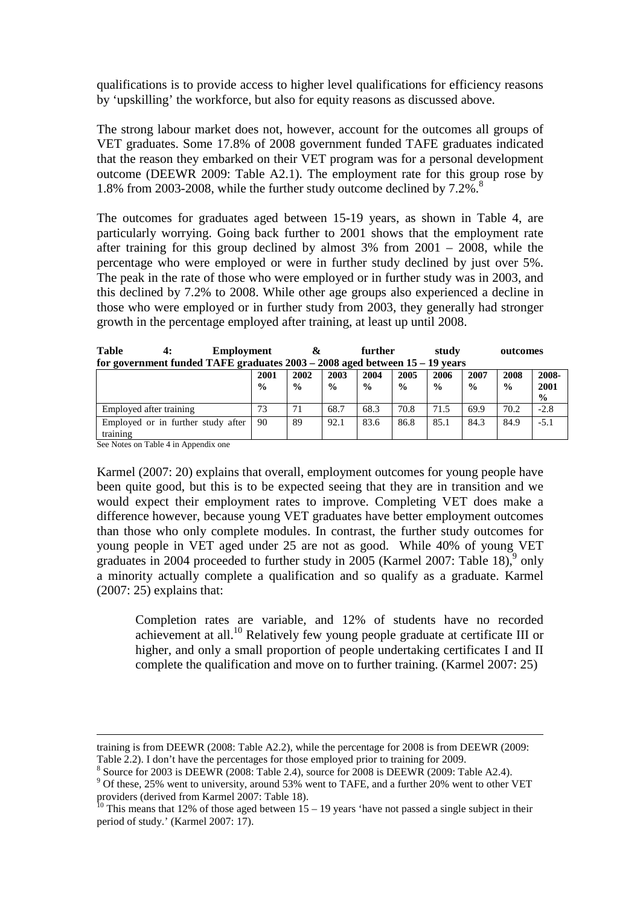qualifications is to provide access to higher level qualifications for efficiency reasons by 'upskilling' the workforce, but also for equity reasons as discussed above.

The strong labour market does not, however, account for the outcomes all groups of VET graduates. Some 17.8% of 2008 government funded TAFE graduates indicated that the reason they embarked on their VET program was for a personal development outcome (DEEWR 2009: Table A2.1). The employment rate for this group rose by 1.8% from 2003-2008, while the further study outcome declined by 7.2%.[8]

The outcomes for graduates aged between 15-19 years, as shown in Table 4, are particularly worrying. Going back further to 2001 shows that the employment rate after training for this group declined by almost 3% from 2001 – 2008, while the percentage who were employed or were in further study declined by just over 5%. The peak in the rate of those who were employed or in further study was in 2003, and this declined by 7.2% to 2008. While other age groups also experienced a decline in those who were employed or in further study from 2003, they generally had stronger growth in the percentage employed after training, at least up until 2008.

**Table 4: Employment & further study outcomes for government funded TAFE graduates 2003 – 2008 aged between 15 – 19 years**

| | 2001 % | 2002 % | 2003 % | 2004 % | 2005 % | 2006 % | 2007 % | 2008 % | 2008-2001 % |
|---|---|---|---|---|---|---|---|---|---|
| Employed after training | 73 | 71 | 68.7 | 68.3 | 70.8 | 71.5 | 69.9 | 70.2 | -2.8 |
| Employed or in further study after training | 90 | 89 | 92.1 | 83.6 | 86.8 | 85.1 | 84.3 | 84.9 | -5.1 |

See Notes on Table 4 in Appendix one

Karmel (2007: 20) explains that overall, employment outcomes for young people have been quite good, but this is to be expected seeing that they are in transition and we would expect their employment rates to improve. Completing VET does make a difference however, because young VET graduates have better employment outcomes than those who only complete modules. In contrast, the further study outcomes for young people in VET aged under 25 are not as good. While 40% of young VET graduates in 2004 proceeded to further study in 2005 (Karmel 2007: Table 18),[9] only a minority actually complete a qualification and so qualify as a graduate. Karmel (2007: 25) explains that:

> Completion rates are variable, and 12% of students have no recorded achievement at all.[10] Relatively few young people graduate at certificate III or higher, and only a small proportion of people undertaking certificates I and II complete the qualification and move on to further training. (Karmel 2007: 25)

---

training is from DEEWR (2008: Table A2.2), while the percentage for 2008 is from DEEWR (2009: Table 2.2). I don't have the percentages for those employed prior to training for 2009.

[8] Source for 2003 is DEEWR (2008: Table 2.4), source for 2008 is DEEWR (2009: Table A2.4).

[9] Of these, 25% went to university, around 53% went to TAFE, and a further 20% went to other VET providers (derived from Karmel 2007: Table 18).

[10] This means that 12% of those aged between 15 – 19 years 'have not passed a single subject in their period of study.' (Karmel 2007: 17).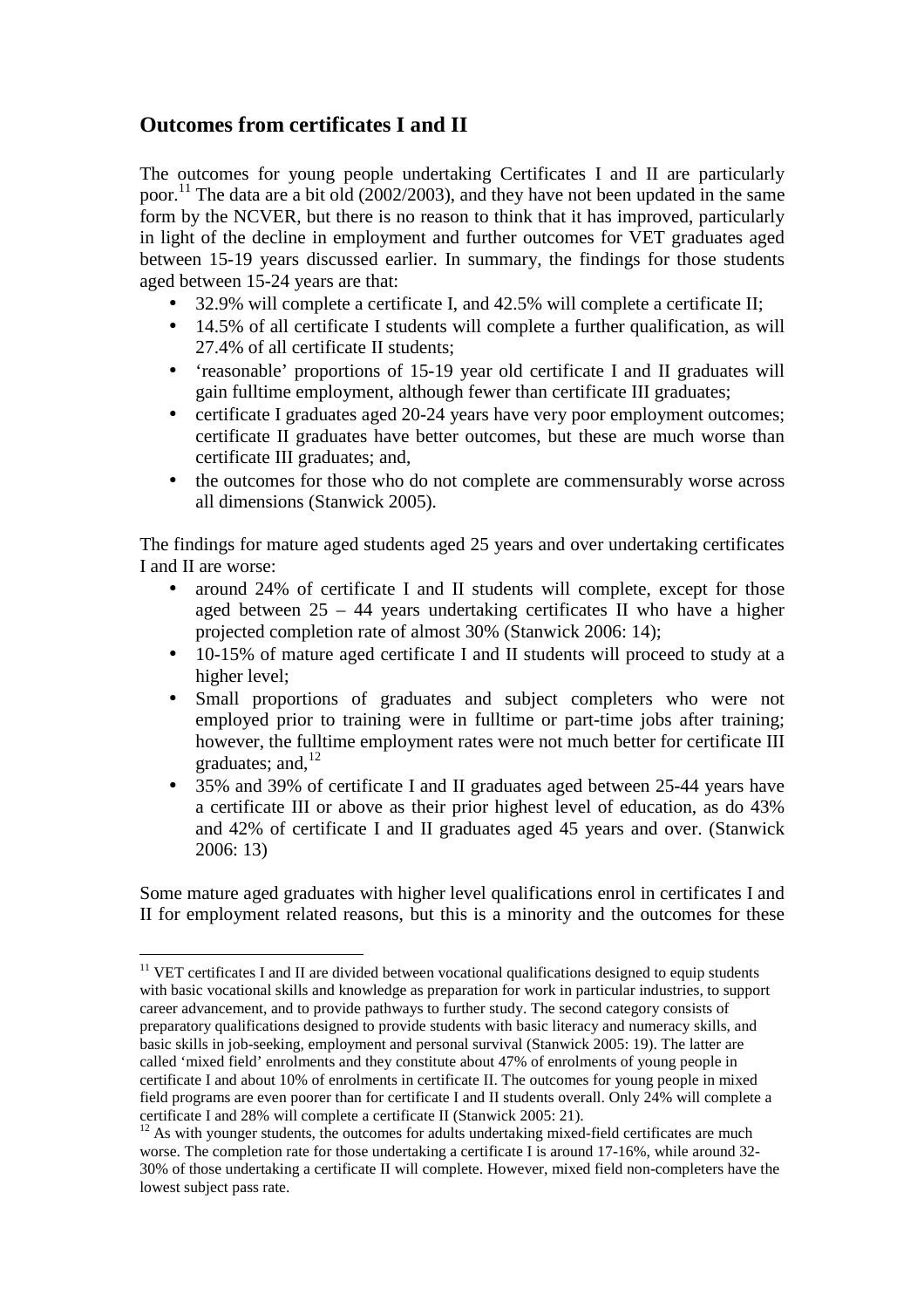## Outcomes from certificates I and II

The outcomes for young people undertaking Certificates I and II are particularly poor.[11] The data are a bit old (2002/2003), and they have not been updated in the same form by the NCVER, but there is no reason to think that it has improved, particularly in light of the decline in employment and further outcomes for VET graduates aged between 15-19 years discussed earlier. In summary, the findings for those students aged between 15-24 years are that:

- 32.9% will complete a certificate I, and 42.5% will complete a certificate II;
- 14.5% of all certificate I students will complete a further qualification, as will 27.4% of all certificate II students;
- 'reasonable' proportions of 15-19 year old certificate I and II graduates will gain fulltime employment, although fewer than certificate III graduates;
- certificate I graduates aged 20-24 years have very poor employment outcomes; certificate II graduates have better outcomes, but these are much worse than certificate III graduates; and,
- the outcomes for those who do not complete are commensurably worse across all dimensions (Stanwick 2005).

The findings for mature aged students aged 25 years and over undertaking certificates I and II are worse:

- around 24% of certificate I and II students will complete, except for those aged between 25 – 44 years undertaking certificates II who have a higher projected completion rate of almost 30% (Stanwick 2006: 14);
- 10-15% of mature aged certificate I and II students will proceed to study at a higher level;
- Small proportions of graduates and subject completers who were not employed prior to training were in fulltime or part-time jobs after training; however, the fulltime employment rates were not much better for certificate III graduates; and,[12]
- 35% and 39% of certificate I and II graduates aged between 25-44 years have a certificate III or above as their prior highest level of education, as do 43% and 42% of certificate I and II graduates aged 45 years and over. (Stanwick 2006: 13)

Some mature aged graduates with higher level qualifications enrol in certificates I and II for employment related reasons, but this is a minority and the outcomes for these

---

[11] VET certificates I and II are divided between vocational qualifications designed to equip students with basic vocational skills and knowledge as preparation for work in particular industries, to support career advancement, and to provide pathways to further study. The second category consists of preparatory qualifications designed to provide students with basic literacy and numeracy skills, and basic skills in job-seeking, employment and personal survival (Stanwick 2005: 19). The latter are called 'mixed field' enrolments and they constitute about 47% of enrolments of young people in certificate I and about 10% of enrolments in certificate II. The outcomes for young people in mixed field programs are even poorer than for certificate I and II students overall. Only 24% will complete a certificate I and 28% will complete a certificate II (Stanwick 2005: 21).

[12] As with younger students, the outcomes for adults undertaking mixed-field certificates are much worse. The completion rate for those undertaking a certificate I is around 17-16%, while around 32-30% of those undertaking a certificate II will complete. However, mixed field non-completers have the lowest subject pass rate.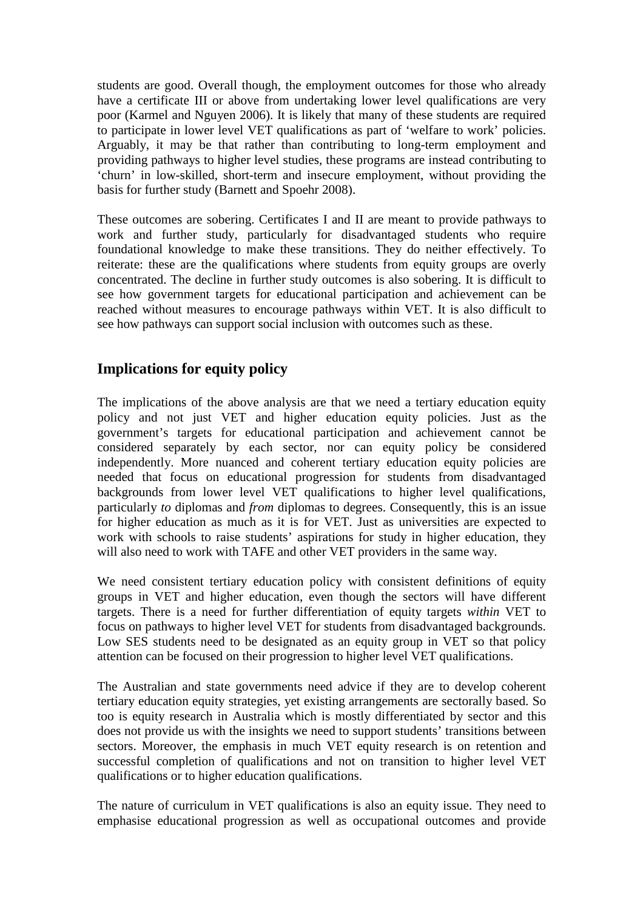students are good. Overall though, the employment outcomes for those who already have a certificate III or above from undertaking lower level qualifications are very poor (Karmel and Nguyen 2006). It is likely that many of these students are required to participate in lower level VET qualifications as part of 'welfare to work' policies. Arguably, it may be that rather than contributing to long-term employment and providing pathways to higher level studies, these programs are instead contributing to 'churn' in low-skilled, short-term and insecure employment, without providing the basis for further study (Barnett and Spoehr 2008).

These outcomes are sobering. Certificates I and II are meant to provide pathways to work and further study, particularly for disadvantaged students who require foundational knowledge to make these transitions. They do neither effectively. To reiterate: these are the qualifications where students from equity groups are overly concentrated. The decline in further study outcomes is also sobering. It is difficult to see how government targets for educational participation and achievement can be reached without measures to encourage pathways within VET. It is also difficult to see how pathways can support social inclusion with outcomes such as these.

## Implications for equity policy

The implications of the above analysis are that we need a tertiary education equity policy and not just VET and higher education equity policies. Just as the government's targets for educational participation and achievement cannot be considered separately by each sector, nor can equity policy be considered independently. More nuanced and coherent tertiary education equity policies are needed that focus on educational progression for students from disadvantaged backgrounds from lower level VET qualifications to higher level qualifications, particularly *to* diplomas and *from* diplomas to degrees. Consequently, this is an issue for higher education as much as it is for VET. Just as universities are expected to work with schools to raise students' aspirations for study in higher education, they will also need to work with TAFE and other VET providers in the same way.

We need consistent tertiary education policy with consistent definitions of equity groups in VET and higher education, even though the sectors will have different targets. There is a need for further differentiation of equity targets *within* VET to focus on pathways to higher level VET for students from disadvantaged backgrounds. Low SES students need to be designated as an equity group in VET so that policy attention can be focused on their progression to higher level VET qualifications.

The Australian and state governments need advice if they are to develop coherent tertiary education equity strategies, yet existing arrangements are sectorally based. So too is equity research in Australia which is mostly differentiated by sector and this does not provide us with the insights we need to support students' transitions between sectors. Moreover, the emphasis in much VET equity research is on retention and successful completion of qualifications and not on transition to higher level VET qualifications or to higher education qualifications.

The nature of curriculum in VET qualifications is also an equity issue. They need to emphasise educational progression as well as occupational outcomes and provide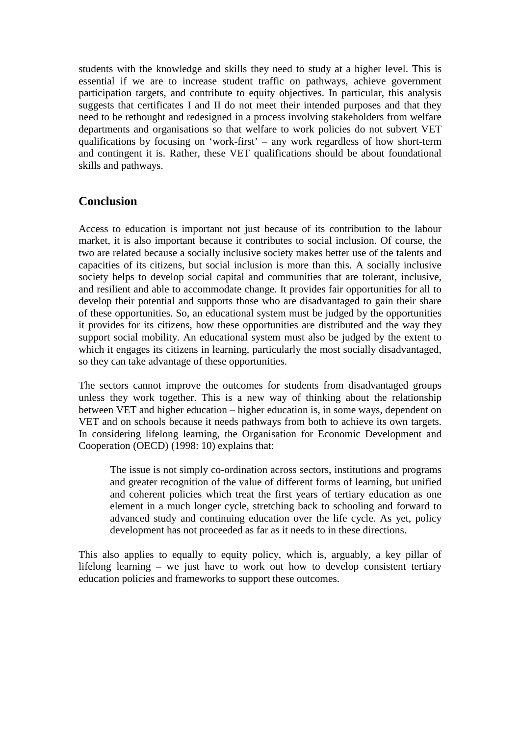students with the knowledge and skills they need to study at a higher level. This is essential if we are to increase student traffic on pathways, achieve government participation targets, and contribute to equity objectives. In particular, this analysis suggests that certificates I and II do not meet their intended purposes and that they need to be rethought and redesigned in a process involving stakeholders from welfare departments and organisations so that welfare to work policies do not subvert VET qualifications by focusing on 'work-first' – any work regardless of how short-term and contingent it is. Rather, these VET qualifications should be about foundational skills and pathways.

## Conclusion

Access to education is important not just because of its contribution to the labour market, it is also important because it contributes to social inclusion. Of course, the two are related because a socially inclusive society makes better use of the talents and capacities of its citizens, but social inclusion is more than this. A socially inclusive society helps to develop social capital and communities that are tolerant, inclusive, and resilient and able to accommodate change. It provides fair opportunities for all to develop their potential and supports those who are disadvantaged to gain their share of these opportunities. So, an educational system must be judged by the opportunities it provides for its citizens, how these opportunities are distributed and the way they support social mobility. An educational system must also be judged by the extent to which it engages its citizens in learning, particularly the most socially disadvantaged, so they can take advantage of these opportunities.

The sectors cannot improve the outcomes for students from disadvantaged groups unless they work together. This is a new way of thinking about the relationship between VET and higher education – higher education is, in some ways, dependent on VET and on schools because it needs pathways from both to achieve its own targets. In considering lifelong learning, the Organisation for Economic Development and Cooperation (OECD) (1998: 10) explains that:

> The issue is not simply co-ordination across sectors, institutions and programs and greater recognition of the value of different forms of learning, but unified and coherent policies which treat the first years of tertiary education as one element in a much longer cycle, stretching back to schooling and forward to advanced study and continuing education over the life cycle. As yet, policy development has not proceeded as far as it needs to in these directions.

This also applies to equally to equity policy, which is, arguably, a key pillar of lifelong learning – we just have to work out how to develop consistent tertiary education policies and frameworks to support these outcomes.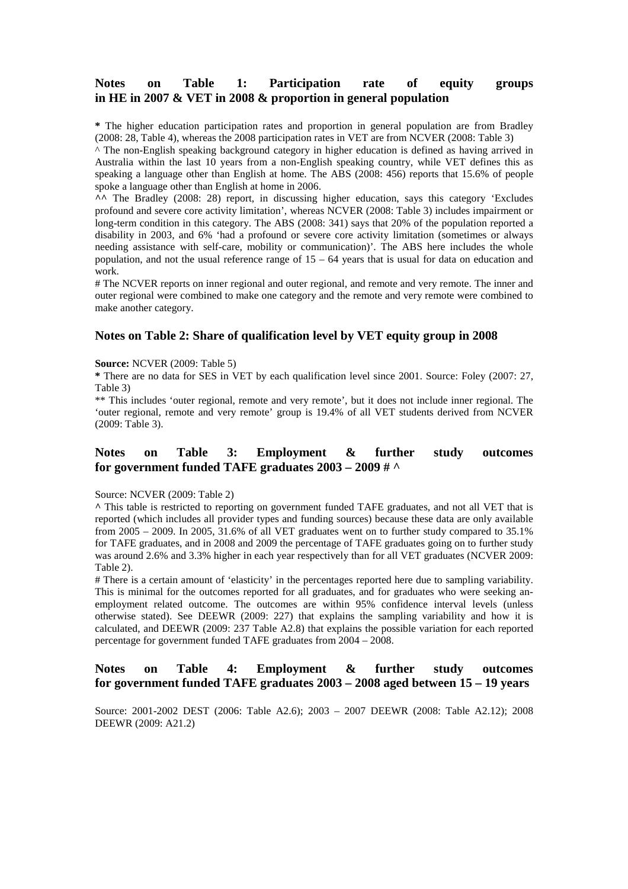### Notes on Table 1: Participation rate of equity groups in HE in 2007 & VET in 2008 & proportion in general population

**\*** The higher education participation rates and proportion in general population are from Bradley (2008: 28, Table 4), whereas the 2008 participation rates in VET are from NCVER (2008: Table 3)

^ The non-English speaking background category in higher education is defined as having arrived in Australia within the last 10 years from a non-English speaking country, while VET defines this as speaking a language other than English at home. The ABS (2008: 456) reports that 15.6% of people spoke a language other than English at home in 2006.

**^^** The Bradley (2008: 28) report, in discussing higher education, says this category 'Excludes profound and severe core activity limitation', whereas NCVER (2008: Table 3) includes impairment or long-term condition in this category. The ABS (2008: 341) says that 20% of the population reported a disability in 2003, and 6% 'had a profound or severe core activity limitation (sometimes or always needing assistance with self-care, mobility or communication)'. The ABS here includes the whole population, and not the usual reference range of 15 – 64 years that is usual for data on education and work.

# The NCVER reports on inner regional and outer regional, and remote and very remote. The inner and outer regional were combined to make one category and the remote and very remote were combined to make another category.

### Notes on Table 2: Share of qualification level by VET equity group in 2008

**Source:** NCVER (2009: Table 5)

**\*** There are no data for SES in VET by each qualification level since 2001. Source: Foley (2007: 27, Table 3)

\*\* This includes 'outer regional, remote and very remote', but it does not include inner regional. The 'outer regional, remote and very remote' group is 19.4% of all VET students derived from NCVER (2009: Table 3).

### Notes on Table 3: Employment & further study outcomes for government funded TAFE graduates 2003 – 2009 # ^

Source: NCVER (2009: Table 2)

**^** This table is restricted to reporting on government funded TAFE graduates, and not all VET that is reported (which includes all provider types and funding sources) because these data are only available from 2005 – 2009. In 2005, 31.6% of all VET graduates went on to further study compared to 35.1% for TAFE graduates, and in 2008 and 2009 the percentage of TAFE graduates going on to further study was around 2.6% and 3.3% higher in each year respectively than for all VET graduates (NCVER 2009: Table 2).

# There is a certain amount of 'elasticity' in the percentages reported here due to sampling variability. This is minimal for the outcomes reported for all graduates, and for graduates who were seeking an-employment related outcome. The outcomes are within 95% confidence interval levels (unless otherwise stated). See DEEWR (2009: 227) that explains the sampling variability and how it is calculated, and DEEWR (2009: 237 Table A2.8) that explains the possible variation for each reported percentage for government funded TAFE graduates from 2004 – 2008.

### Notes on Table 4: Employment & further study outcomes for government funded TAFE graduates 2003 – 2008 aged between 15 – 19 years

Source: 2001-2002 DEST (2006: Table A2.6); 2003 – 2007 DEEWR (2008: Table A2.12); 2008 DEEWR (2009: A21.2)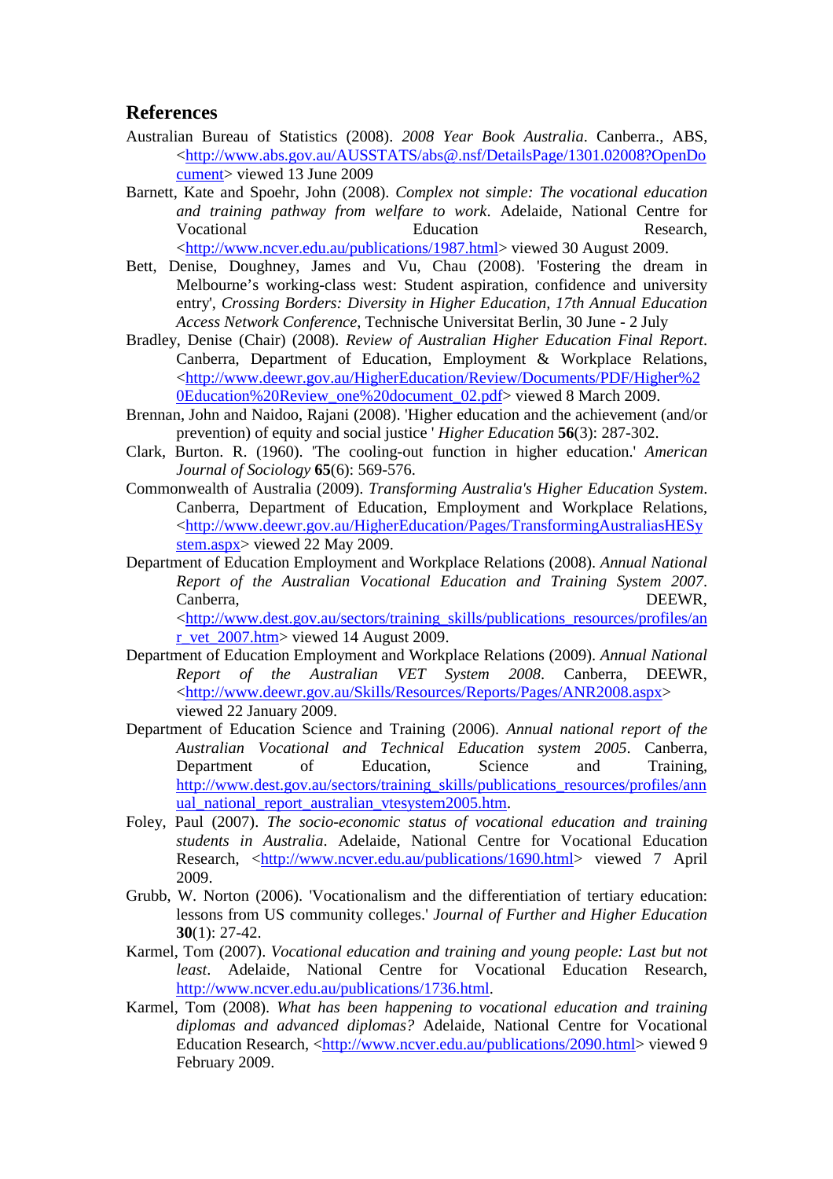## References

Australian Bureau of Statistics (2008). *2008 Year Book Australia*. Canberra., ABS, <http://www.abs.gov.au/AUSSTATS/abs@.nsf/DetailsPage/1301.02008?OpenDocument> viewed 13 June 2009

Barnett, Kate and Spoehr, John (2008). *Complex not simple: The vocational education and training pathway from welfare to work*. Adelaide, National Centre for Vocational Education Research, <http://www.ncver.edu.au/publications/1987.html> viewed 30 August 2009.

Bett, Denise, Doughney, James and Vu, Chau (2008). 'Fostering the dream in Melbourne's working-class west: Student aspiration, confidence and university entry', *Crossing Borders: Diversity in Higher Education, 17th Annual Education Access Network Conference*, Technische Universitat Berlin, 30 June - 2 July

Bradley, Denise (Chair) (2008). *Review of Australian Higher Education Final Report*. Canberra, Department of Education, Employment & Workplace Relations, <http://www.deewr.gov.au/HigherEducation/Review/Documents/PDF/Higher%20Education%20Review_one%20document_02.pdf> viewed 8 March 2009.

Brennan, John and Naidoo, Rajani (2008). 'Higher education and the achievement (and/or prevention) of equity and social justice ' *Higher Education* **56**(3): 287-302.

Clark, Burton. R. (1960). 'The cooling-out function in higher education.' *American Journal of Sociology* **65**(6): 569-576.

Commonwealth of Australia (2009). *Transforming Australia's Higher Education System*. Canberra, Department of Education, Employment and Workplace Relations, <http://www.deewr.gov.au/HigherEducation/Pages/TransformingAustraliasHESystem.aspx> viewed 22 May 2009.

Department of Education Employment and Workplace Relations (2008). *Annual National Report of the Australian Vocational Education and Training System 2007*. Canberra, DEEWR, <http://www.dest.gov.au/sectors/training_skills/publications_resources/profiles/anr_vet_2007.htm> viewed 14 August 2009.

Department of Education Employment and Workplace Relations (2009). *Annual National Report of the Australian VET System 2008*. Canberra, DEEWR, <http://www.deewr.gov.au/Skills/Resources/Reports/Pages/ANR2008.aspx> viewed 22 January 2009.

Department of Education Science and Training (2006). *Annual national report of the Australian Vocational and Technical Education system 2005*. Canberra, Department of Education, Science and Training, http://www.dest.gov.au/sectors/training_skills/publications_resources/profiles/annual_national_report_australian_vtesystem2005.htm.

Foley, Paul (2007). *The socio-economic status of vocational education and training students in Australia*. Adelaide, National Centre for Vocational Education Research, <http://www.ncver.edu.au/publications/1690.html> viewed 7 April 2009.

Grubb, W. Norton (2006). 'Vocationalism and the differentiation of tertiary education: lessons from US community colleges.' *Journal of Further and Higher Education* **30**(1): 27-42.

Karmel, Tom (2007). *Vocational education and training and young people: Last but not least*. Adelaide, National Centre for Vocational Education Research, http://www.ncver.edu.au/publications/1736.html.

Karmel, Tom (2008). *What has been happening to vocational education and training diplomas and advanced diplomas?* Adelaide, National Centre for Vocational Education Research, <http://www.ncver.edu.au/publications/2090.html> viewed 9 February 2009.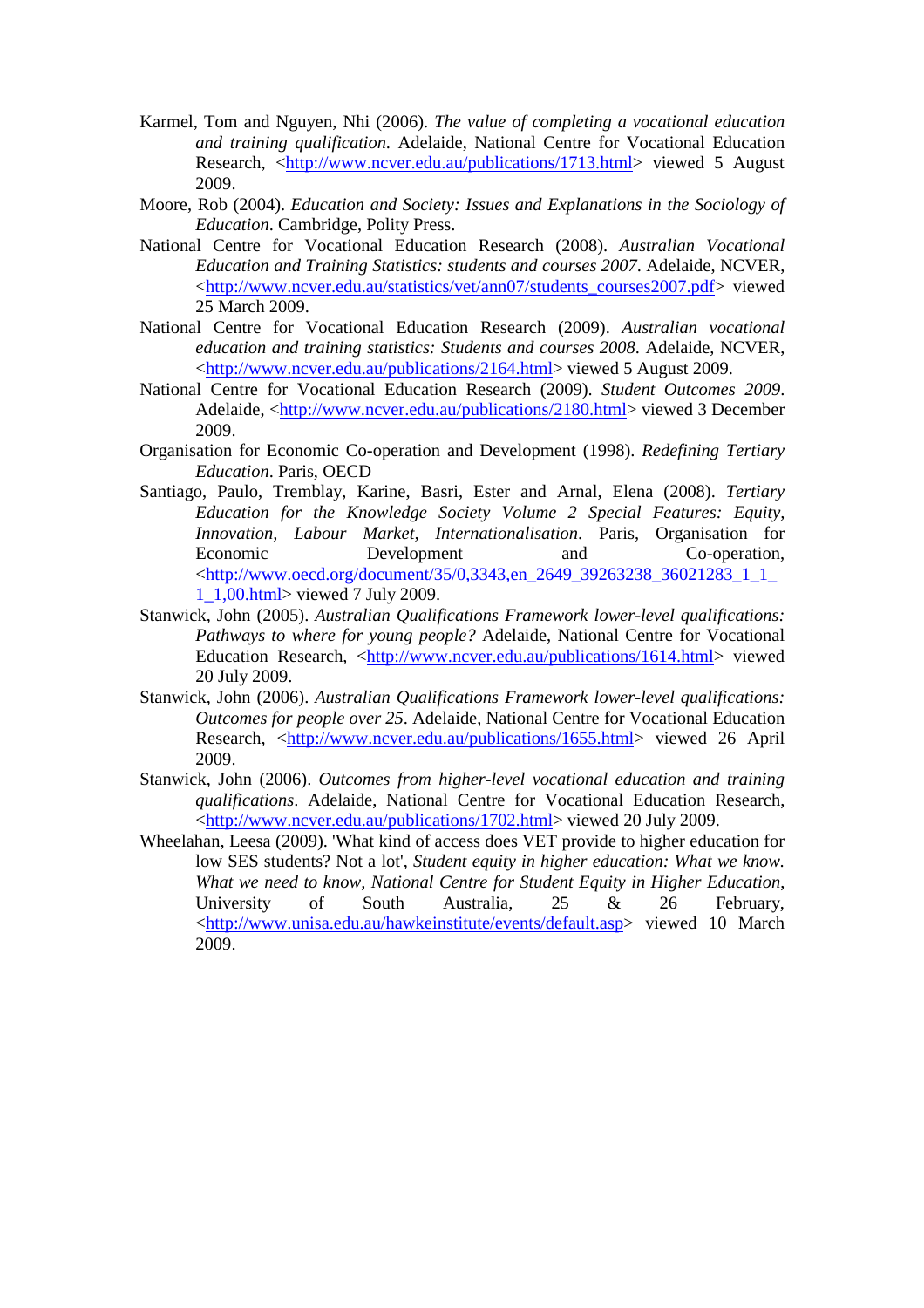Karmel, Tom and Nguyen, Nhi (2006). *The value of completing a vocational education and training qualification*. Adelaide, National Centre for Vocational Education Research, <http://www.ncver.edu.au/publications/1713.html> viewed 5 August 2009.

Moore, Rob (2004). *Education and Society: Issues and Explanations in the Sociology of Education*. Cambridge, Polity Press.

National Centre for Vocational Education Research (2008). *Australian Vocational Education and Training Statistics: students and courses 2007*. Adelaide, NCVER, <http://www.ncver.edu.au/statistics/vet/ann07/students_courses2007.pdf> viewed 25 March 2009.

National Centre for Vocational Education Research (2009). *Australian vocational education and training statistics: Students and courses 2008*. Adelaide, NCVER, <http://www.ncver.edu.au/publications/2164.html> viewed 5 August 2009.

National Centre for Vocational Education Research (2009). *Student Outcomes 2009*. Adelaide, <http://www.ncver.edu.au/publications/2180.html> viewed 3 December 2009.

Organisation for Economic Co-operation and Development (1998). *Redefining Tertiary Education*. Paris, OECD

Santiago, Paulo, Tremblay, Karine, Basri, Ester and Arnal, Elena (2008). *Tertiary Education for the Knowledge Society Volume 2 Special Features: Equity, Innovation, Labour Market, Internationalisation*. Paris, Organisation for Economic Development and Co-operation, <http://www.oecd.org/document/35/0,3343,en_2649_39263238_36021283_1_1_1_1,00.html> viewed 7 July 2009.

Stanwick, John (2005). *Australian Qualifications Framework lower-level qualifications: Pathways to where for young people?* Adelaide, National Centre for Vocational Education Research, <http://www.ncver.edu.au/publications/1614.html> viewed 20 July 2009.

Stanwick, John (2006). *Australian Qualifications Framework lower-level qualifications: Outcomes for people over 25*. Adelaide, National Centre for Vocational Education Research, <http://www.ncver.edu.au/publications/1655.html> viewed 26 April 2009.

Stanwick, John (2006). *Outcomes from higher-level vocational education and training qualifications*. Adelaide, National Centre for Vocational Education Research, <http://www.ncver.edu.au/publications/1702.html> viewed 20 July 2009.

Wheelahan, Leesa (2009). 'What kind of access does VET provide to higher education for low SES students? Not a lot', *Student equity in higher education: What we know. What we need to know, National Centre for Student Equity in Higher Education*, University of South Australia, 25 & 26 February, <http://www.unisa.edu.au/hawkeinstitute/events/default.asp> viewed 10 March 2009.